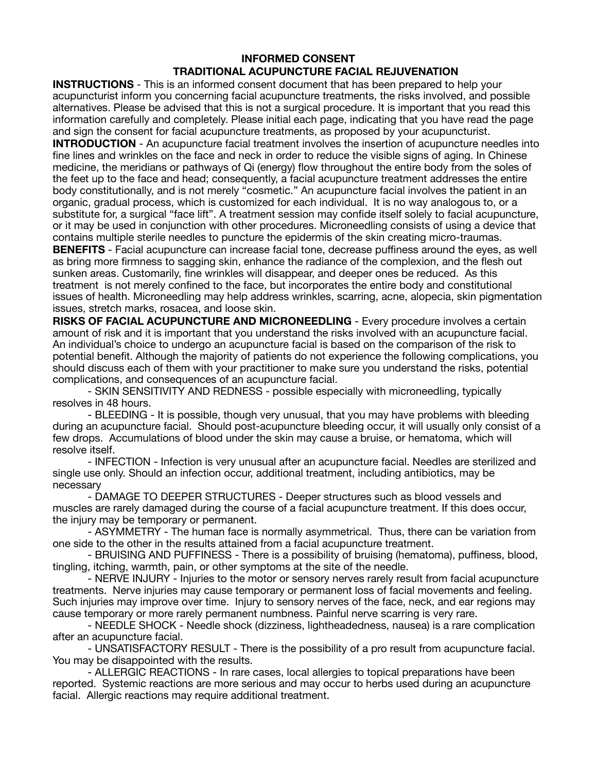# INFORMED CONSENT
## TRADITIONAL ACUPUNCTURE FACIAL REJUVENATION

**INSTRUCTIONS** - This is an informed consent document that has been prepared to help your acupuncturist inform you concerning facial acupuncture treatments, the risks involved, and possible alternatives. Please be advised that this is not a surgical procedure. It is important that you read this information carefully and completely. Please initial each page, indicating that you have read the page and sign the consent for facial acupuncture treatments, as proposed by your acupuncturist.

**INTRODUCTION** - An acupuncture facial treatment involves the insertion of acupuncture needles into fine lines and wrinkles on the face and neck in order to reduce the visible signs of aging. In Chinese medicine, the meridians or pathways of Qi (energy) flow throughout the entire body from the soles of the feet up to the face and head; consequently, a facial acupuncture treatment addresses the entire body constitutionally, and is not merely "cosmetic." An acupuncture facial involves the patient in an organic, gradual process, which is customized for each individual. It is no way analogous to, or a substitute for, a surgical "face lift". A treatment session may confide itself solely to facial acupuncture, or it may be used in conjunction with other procedures. Microneedling consists of using a device that contains multiple sterile needles to puncture the epidermis of the skin creating micro-traumas.

**BENEFITS** - Facial acupuncture can increase facial tone, decrease puffiness around the eyes, as well as bring more firmness to sagging skin, enhance the radiance of the complexion, and the flesh out sunken areas. Customarily, fine wrinkles will disappear, and deeper ones be reduced. As this treatment is not merely confined to the face, but incorporates the entire body and constitutional issues of health. Microneedling may help address wrinkles, scarring, acne, alopecia, skin pigmentation issues, stretch marks, rosacea, and loose skin.

**RISKS OF FACIAL ACUPUNCTURE AND MICRONEEDLING** - Every procedure involves a certain amount of risk and it is important that you understand the risks involved with an acupuncture facial. An individual's choice to undergo an acupuncture facial is based on the comparison of the risk to potential benefit. Although the majority of patients do not experience the following complications, you should discuss each of them with your practitioner to make sure you understand the risks, potential complications, and consequences of an acupuncture facial.

- SKIN SENSITIVITY AND REDNESS - possible especially with microneedling, typically resolves in 48 hours.
- BLEEDING - It is possible, though very unusual, that you may have problems with bleeding during an acupuncture facial. Should post-acupuncture bleeding occur, it will usually only consist of a few drops. Accumulations of blood under the skin may cause a bruise, or hematoma, which will resolve itself.
- INFECTION - Infection is very unusual after an acupuncture facial. Needles are sterilized and single use only. Should an infection occur, additional treatment, including antibiotics, may be necessary
- DAMAGE TO DEEPER STRUCTURES - Deeper structures such as blood vessels and muscles are rarely damaged during the course of a facial acupuncture treatment. If this does occur, the injury may be temporary or permanent.
- ASYMMETRY - The human face is normally asymmetrical. Thus, there can be variation from one side to the other in the results attained from a facial acupuncture treatment.
- BRUISING AND PUFFINESS - There is a possibility of bruising (hematoma), puffiness, blood, tingling, itching, warmth, pain, or other symptoms at the site of the needle.
- NERVE INJURY - Injuries to the motor or sensory nerves rarely result from facial acupuncture treatments. Nerve injuries may cause temporary or permanent loss of facial movements and feeling. Such injuries may improve over time. Injury to sensory nerves of the face, neck, and ear regions may cause temporary or more rarely permanent numbness. Painful nerve scarring is very rare.
- NEEDLE SHOCK - Needle shock (dizziness, lightheadedness, nausea) is a rare complication after an acupuncture facial.
- UNSATISFACTORY RESULT - There is the possibility of a pro result from acupuncture facial. You may be disappointed with the results.
- ALLERGIC REACTIONS - In rare cases, local allergies to topical preparations have been reported. Systemic reactions are more serious and may occur to herbs used during an acupuncture facial. Allergic reactions may require additional treatment.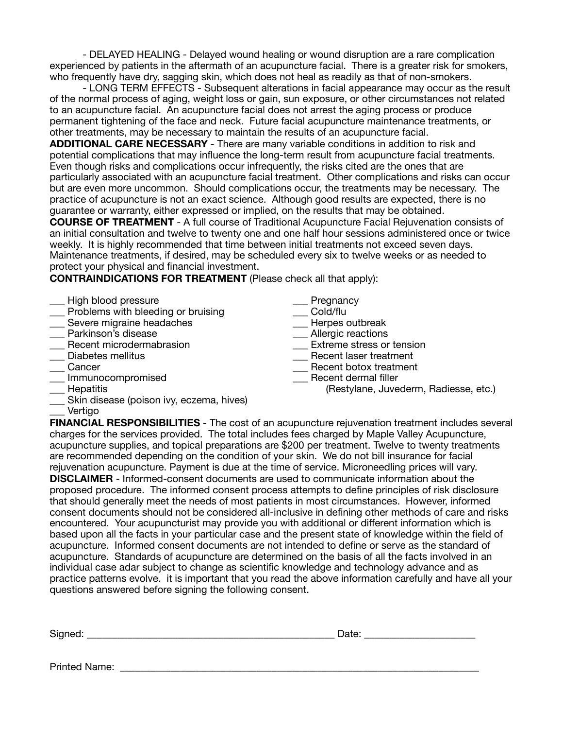- DELAYED HEALING - Delayed wound healing or wound disruption are a rare complication experienced by patients in the aftermath of an acupuncture facial. There is a greater risk for smokers, who frequently have dry, sagging skin, which does not heal as readily as that of non-smokers.

- LONG TERM EFFECTS - Subsequent alterations in facial appearance may occur as the result of the normal process of aging, weight loss or gain, sun exposure, or other circumstances not related to an acupuncture facial. An acupuncture facial does not arrest the aging process or produce permanent tightening of the face and neck. Future facial acupuncture maintenance treatments, or other treatments, may be necessary to maintain the results of an acupuncture facial.

**ADDITIONAL CARE NECESSARY** - There are many variable conditions in addition to risk and potential complications that may influence the long-term result from acupuncture facial treatments. Even though risks and complications occur infrequently, the risks cited are the ones that are particularly associated with an acupuncture facial treatment. Other complications and risks can occur but are even more uncommon. Should complications occur, the treatments may be necessary. The practice of acupuncture is not an exact science. Although good results are expected, there is no guarantee or warranty, either expressed or implied, on the results that may be obtained.

**COURSE OF TREATMENT** - A full course of Traditional Acupuncture Facial Rejuvenation consists of an initial consultation and twelve to twenty one and one half hour sessions administered once or twice weekly. It is highly recommended that time between initial treatments not exceed seven days. Maintenance treatments, if desired, may be scheduled every six to twelve weeks or as needed to protect your physical and financial investment.

**CONTRAINDICATIONS FOR TREATMENT** (Please check all that apply):

___ High blood pressure
___ Problems with bleeding or bruising
___ Severe migraine headaches
___ Parkinson's disease
___ Recent microdermabrasion
___ Diabetes mellitus
___ Cancer
___ Immunocompromised
___ Hepatitis
___ Skin disease (poison ivy, eczema, hives)
___ Vertigo

___ Pregnancy
___ Cold/flu
___ Herpes outbreak
___ Allergic reactions
___ Extreme stress or tension
___ Recent laser treatment
___ Recent botox treatment
___ Recent dermal filler
(Restylane, Juvederm, Radiesse, etc.)

**FINANCIAL RESPONSIBILITIES** - The cost of an acupuncture rejuvenation treatment includes several charges for the services provided. The total includes fees charged by Maple Valley Acupuncture, acupuncture supplies, and topical preparations are $200 per treatment. Twelve to twenty treatments are recommended depending on the condition of your skin. We do not bill insurance for facial rejuvenation acupuncture. Payment is due at the time of service. Microneedling prices will vary.

**DISCLAIMER** - Informed-consent documents are used to communicate information about the proposed procedure. The informed consent process attempts to define principles of risk disclosure that should generally meet the needs of most patients in most circumstances. However, informed consent documents should not be considered all-inclusive in defining other methods of care and risks encountered. Your acupuncturist may provide you with additional or different information which is based upon all the facts in your particular case and the present state of knowledge within the field of acupuncture. Informed consent documents are not intended to define or serve as the standard of acupuncture. Standards of acupuncture are determined on the basis of all the facts involved in an individual case adar subject to change as scientific knowledge and technology advance and as practice patterns evolve. it is important that you read the above information carefully and have all your questions answered before signing the following consent.

Signed: ______________________________________________ Date: ____________________

Printed Name: ________________________________________________________________